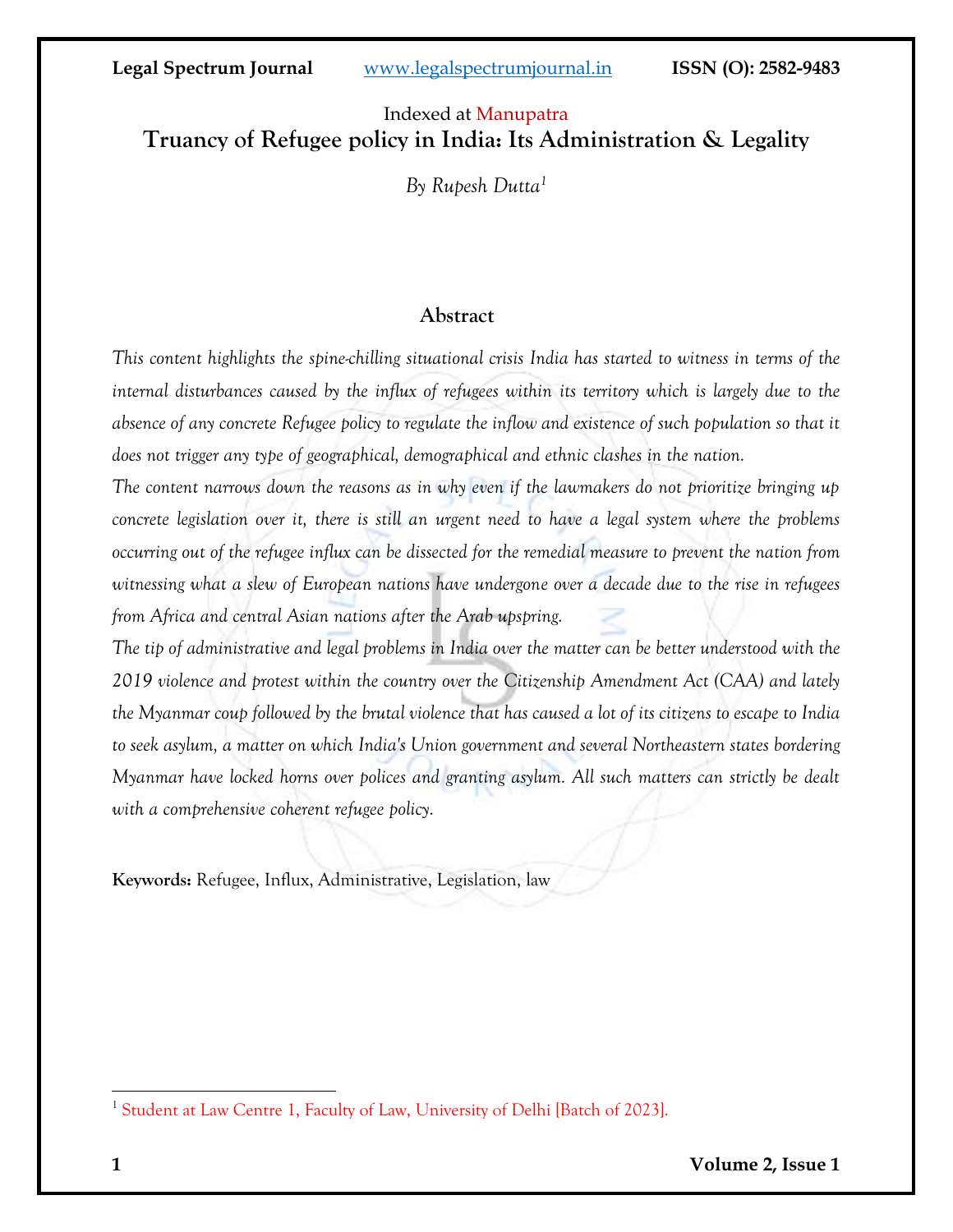Indexed at Manupatra

# Truancy of Refugee policy in India: Its Administration & Legality

*By Rupesh Dutta*[1]

## Abstract

*This content highlights the spine-chilling situational crisis India has started to witness in terms of the internal disturbances caused by the influx of refugees within its territory which is largely due to the absence of any concrete Refugee policy to regulate the inflow and existence of such population so that it does not trigger any type of geographical, demographical and ethnic clashes in the nation.*

*The content narrows down the reasons as in why even if the lawmakers do not prioritize bringing up concrete legislation over it, there is still an urgent need to have a legal system where the problems occurring out of the refugee influx can be dissected for the remedial measure to prevent the nation from witnessing what a slew of European nations have undergone over a decade due to the rise in refugees from Africa and central Asian nations after the Arab upspring.*

*The tip of administrative and legal problems in India over the matter can be better understood with the 2019 violence and protest within the country over the Citizenship Amendment Act (CAA) and lately the Myanmar coup followed by the brutal violence that has caused a lot of its citizens to escape to India to seek asylum, a matter on which India's Union government and several Northeastern states bordering Myanmar have locked horns over polices and granting asylum. All such matters can strictly be dealt with a comprehensive coherent refugee policy.*

**Keywords:** Refugee, Influx, Administrative, Legislation, law

---

[1] Student at Law Centre 1, Faculty of Law, University of Delhi [Batch of 2023].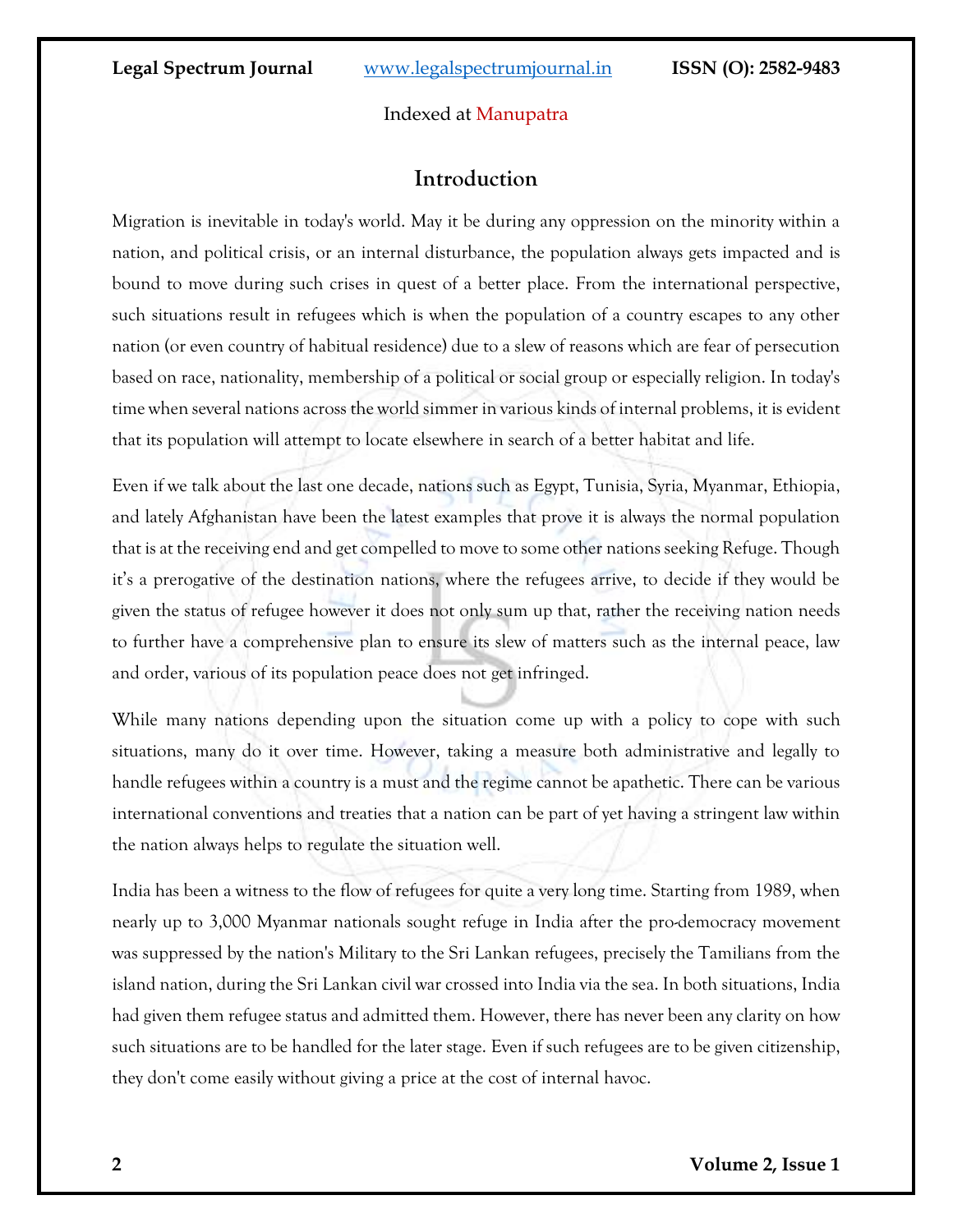## Introduction

Migration is inevitable in today's world. May it be during any oppression on the minority within a nation, and political crisis, or an internal disturbance, the population always gets impacted and is bound to move during such crises in quest of a better place. From the international perspective, such situations result in refugees which is when the population of a country escapes to any other nation (or even country of habitual residence) due to a slew of reasons which are fear of persecution based on race, nationality, membership of a political or social group or especially religion. In today's time when several nations across the world simmer in various kinds of internal problems, it is evident that its population will attempt to locate elsewhere in search of a better habitat and life.

Even if we talk about the last one decade, nations such as Egypt, Tunisia, Syria, Myanmar, Ethiopia, and lately Afghanistan have been the latest examples that prove it is always the normal population that is at the receiving end and get compelled to move to some other nations seeking Refuge. Though it's a prerogative of the destination nations, where the refugees arrive, to decide if they would be given the status of refugee however it does not only sum up that, rather the receiving nation needs to further have a comprehensive plan to ensure its slew of matters such as the internal peace, law and order, various of its population peace does not get infringed.

While many nations depending upon the situation come up with a policy to cope with such situations, many do it over time. However, taking a measure both administrative and legally to handle refugees within a country is a must and the regime cannot be apathetic. There can be various international conventions and treaties that a nation can be part of yet having a stringent law within the nation always helps to regulate the situation well.

India has been a witness to the flow of refugees for quite a very long time. Starting from 1989, when nearly up to 3,000 Myanmar nationals sought refuge in India after the pro-democracy movement was suppressed by the nation's Military to the Sri Lankan refugees, precisely the Tamilians from the island nation, during the Sri Lankan civil war crossed into India via the sea. In both situations, India had given them refugee status and admitted them. However, there has never been any clarity on how such situations are to be handled for the later stage. Even if such refugees are to be given citizenship, they don't come easily without giving a price at the cost of internal havoc.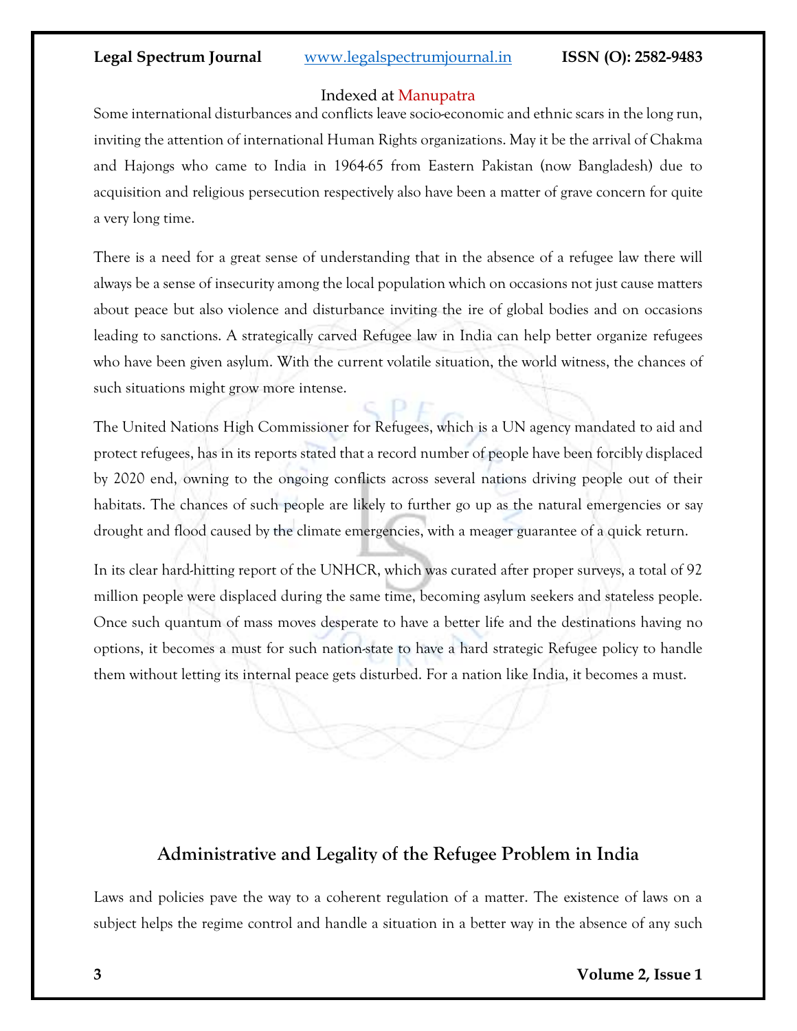Some international disturbances and conflicts leave socio-economic and ethnic scars in the long run, inviting the attention of international Human Rights organizations. May it be the arrival of Chakma and Hajongs who came to India in 1964-65 from Eastern Pakistan (now Bangladesh) due to acquisition and religious persecution respectively also have been a matter of grave concern for quite a very long time.

There is a need for a great sense of understanding that in the absence of a refugee law there will always be a sense of insecurity among the local population which on occasions not just cause matters about peace but also violence and disturbance inviting the ire of global bodies and on occasions leading to sanctions. A strategically carved Refugee law in India can help better organize refugees who have been given asylum. With the current volatile situation, the world witness, the chances of such situations might grow more intense.

The United Nations High Commissioner for Refugees, which is a UN agency mandated to aid and protect refugees, has in its reports stated that a record number of people have been forcibly displaced by 2020 end, owning to the ongoing conflicts across several nations driving people out of their habitats. The chances of such people are likely to further go up as the natural emergencies or say drought and flood caused by the climate emergencies, with a meager guarantee of a quick return.

In its clear hard-hitting report of the UNHCR, which was curated after proper surveys, a total of 92 million people were displaced during the same time, becoming asylum seekers and stateless people. Once such quantum of mass moves desperate to have a better life and the destinations having no options, it becomes a must for such nation-state to have a hard strategic Refugee policy to handle them without letting its internal peace gets disturbed. For a nation like India, it becomes a must.

## Administrative and Legality of the Refugee Problem in India

Laws and policies pave the way to a coherent regulation of a matter. The existence of laws on a subject helps the regime control and handle a situation in a better way in the absence of any such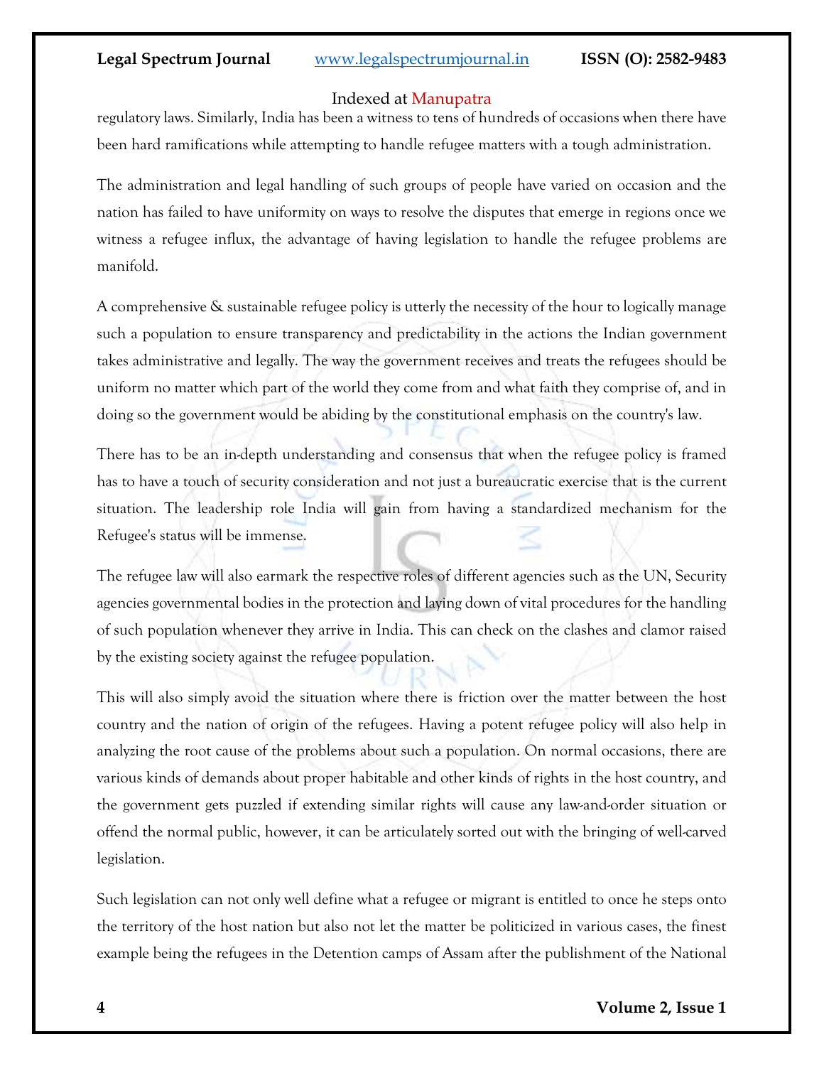regulatory laws. Similarly, India has been a witness to tens of hundreds of occasions when there have been hard ramifications while attempting to handle refugee matters with a tough administration.

The administration and legal handling of such groups of people have varied on occasion and the nation has failed to have uniformity on ways to resolve the disputes that emerge in regions once we witness a refugee influx, the advantage of having legislation to handle the refugee problems are manifold.

A comprehensive & sustainable refugee policy is utterly the necessity of the hour to logically manage such a population to ensure transparency and predictability in the actions the Indian government takes administrative and legally. The way the government receives and treats the refugees should be uniform no matter which part of the world they come from and what faith they comprise of, and in doing so the government would be abiding by the constitutional emphasis on the country's law.

There has to be an in-depth understanding and consensus that when the refugee policy is framed has to have a touch of security consideration and not just a bureaucratic exercise that is the current situation. The leadership role India will gain from having a standardized mechanism for the Refugee's status will be immense.

The refugee law will also earmark the respective roles of different agencies such as the UN, Security agencies governmental bodies in the protection and laying down of vital procedures for the handling of such population whenever they arrive in India. This can check on the clashes and clamor raised by the existing society against the refugee population.

This will also simply avoid the situation where there is friction over the matter between the host country and the nation of origin of the refugees. Having a potent refugee policy will also help in analyzing the root cause of the problems about such a population. On normal occasions, there are various kinds of demands about proper habitable and other kinds of rights in the host country, and the government gets puzzled if extending similar rights will cause any law-and-order situation or offend the normal public, however, it can be articulately sorted out with the bringing of well-carved legislation.

Such legislation can not only well define what a refugee or migrant is entitled to once he steps onto the territory of the host nation but also not let the matter be politicized in various cases, the finest example being the refugees in the Detention camps of Assam after the publishment of the National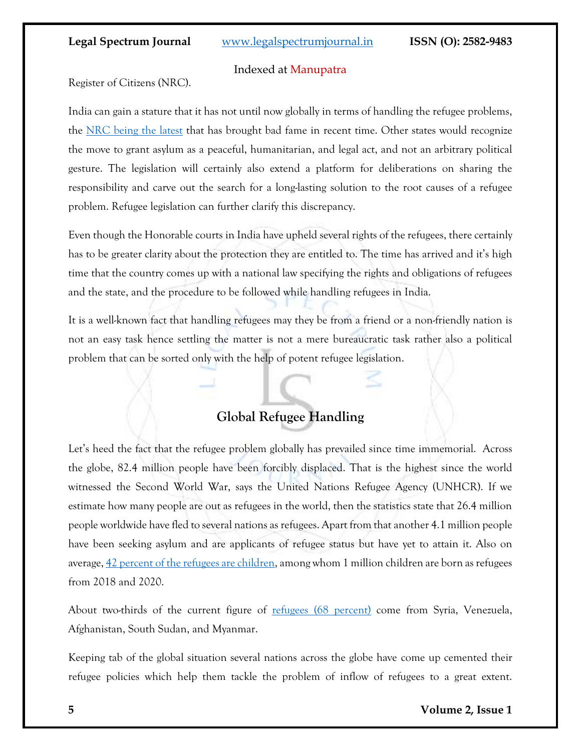Register of Citizens (NRC).

India can gain a stature that it has not until now globally in terms of handling the refugee problems, the NRC being the latest that has brought bad fame in recent time. Other states would recognize the move to grant asylum as a peaceful, humanitarian, and legal act, and not an arbitrary political gesture. The legislation will certainly also extend a platform for deliberations on sharing the responsibility and carve out the search for a long-lasting solution to the root causes of a refugee problem. Refugee legislation can further clarify this discrepancy.

Even though the Honorable courts in India have upheld several rights of the refugees, there certainly has to be greater clarity about the protection they are entitled to. The time has arrived and it's high time that the country comes up with a national law specifying the rights and obligations of refugees and the state, and the procedure to be followed while handling refugees in India.

It is a well-known fact that handling refugees may they be from a friend or a non-friendly nation is not an easy task hence settling the matter is not a mere bureaucratic task rather also a political problem that can be sorted only with the help of potent refugee legislation.

## Global Refugee Handling

Let's heed the fact that the refugee problem globally has prevailed since time immemorial. Across the globe, 82.4 million people have been forcibly displaced. That is the highest since the world witnessed the Second World War, says the United Nations Refugee Agency (UNHCR). If we estimate how many people are out as refugees in the world, then the statistics state that 26.4 million people worldwide have fled to several nations as refugees. Apart from that another 4.1 million people have been seeking asylum and are applicants of refugee status but have yet to attain it. Also on average, 42 percent of the refugees are children, among whom 1 million children are born as refugees from 2018 and 2020.

About two-thirds of the current figure of refugees (68 percent) come from Syria, Venezuela, Afghanistan, South Sudan, and Myanmar.

Keeping tab of the global situation several nations across the globe have come up cemented their refugee policies which help them tackle the problem of inflow of refugees to a great extent.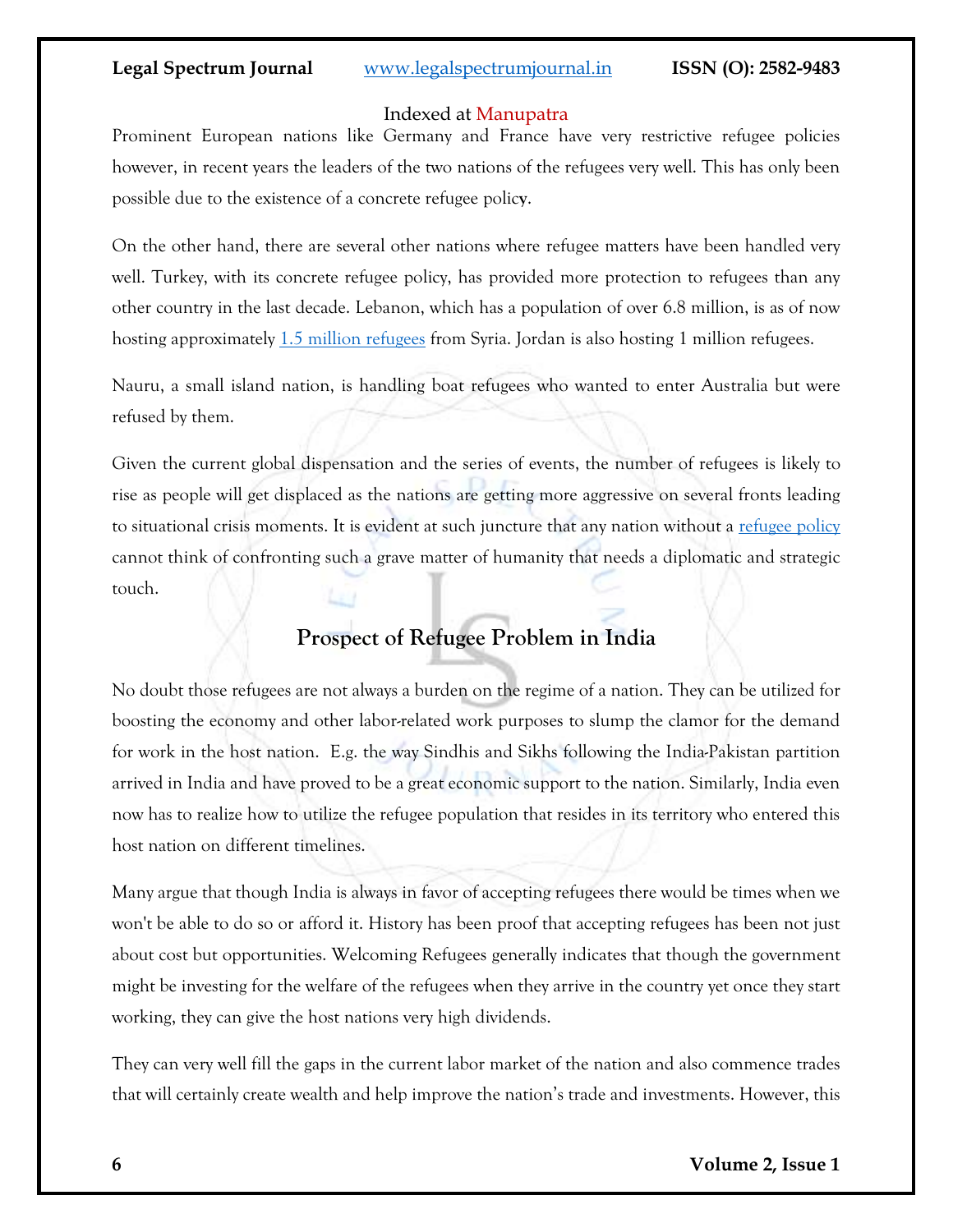Prominent European nations like Germany and France have very restrictive refugee policies however, in recent years the leaders of the two nations of the refugees very well. This has only been possible due to the existence of a concrete refugee policy.

On the other hand, there are several other nations where refugee matters have been handled very well. Turkey, with its concrete refugee policy, has provided more protection to refugees than any other country in the last decade. Lebanon, which has a population of over 6.8 million, is as of now hosting approximately 1.5 million refugees from Syria. Jordan is also hosting 1 million refugees.

Nauru, a small island nation, is handling boat refugees who wanted to enter Australia but were refused by them.

Given the current global dispensation and the series of events, the number of refugees is likely to rise as people will get displaced as the nations are getting more aggressive on several fronts leading to situational crisis moments. It is evident at such juncture that any nation without a refugee policy cannot think of confronting such a grave matter of humanity that needs a diplomatic and strategic touch.

## Prospect of Refugee Problem in India

No doubt those refugees are not always a burden on the regime of a nation. They can be utilized for boosting the economy and other labor-related work purposes to slump the clamor for the demand for work in the host nation. E.g. the way Sindhis and Sikhs following the India-Pakistan partition arrived in India and have proved to be a great economic support to the nation. Similarly, India even now has to realize how to utilize the refugee population that resides in its territory who entered this host nation on different timelines.

Many argue that though India is always in favor of accepting refugees there would be times when we won't be able to do so or afford it. History has been proof that accepting refugees has been not just about cost but opportunities. Welcoming Refugees generally indicates that though the government might be investing for the welfare of the refugees when they arrive in the country yet once they start working, they can give the host nations very high dividends.

They can very well fill the gaps in the current labor market of the nation and also commence trades that will certainly create wealth and help improve the nation's trade and investments. However, this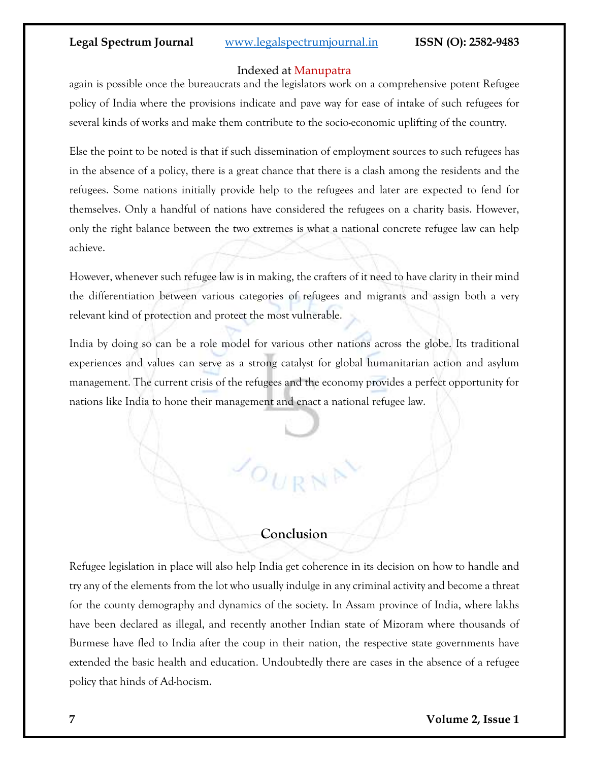again is possible once the bureaucrats and the legislators work on a comprehensive potent Refugee policy of India where the provisions indicate and pave way for ease of intake of such refugees for several kinds of works and make them contribute to the socio-economic uplifting of the country.

Else the point to be noted is that if such dissemination of employment sources to such refugees has in the absence of a policy, there is a great chance that there is a clash among the residents and the refugees. Some nations initially provide help to the refugees and later are expected to fend for themselves. Only a handful of nations have considered the refugees on a charity basis. However, only the right balance between the two extremes is what a national concrete refugee law can help achieve.

However, whenever such refugee law is in making, the crafters of it need to have clarity in their mind the differentiation between various categories of refugees and migrants and assign both a very relevant kind of protection and protect the most vulnerable.

India by doing so can be a role model for various other nations across the globe. Its traditional experiences and values can serve as a strong catalyst for global humanitarian action and asylum management. The current crisis of the refugees and the economy provides a perfect opportunity for nations like India to hone their management and enact a national refugee law.

## Conclusion

Refugee legislation in place will also help India get coherence in its decision on how to handle and try any of the elements from the lot who usually indulge in any criminal activity and become a threat for the county demography and dynamics of the society. In Assam province of India, where lakhs have been declared as illegal, and recently another Indian state of Mizoram where thousands of Burmese have fled to India after the coup in their nation, the respective state governments have extended the basic health and education. Undoubtedly there are cases in the absence of a refugee policy that hinds of Ad-hocism.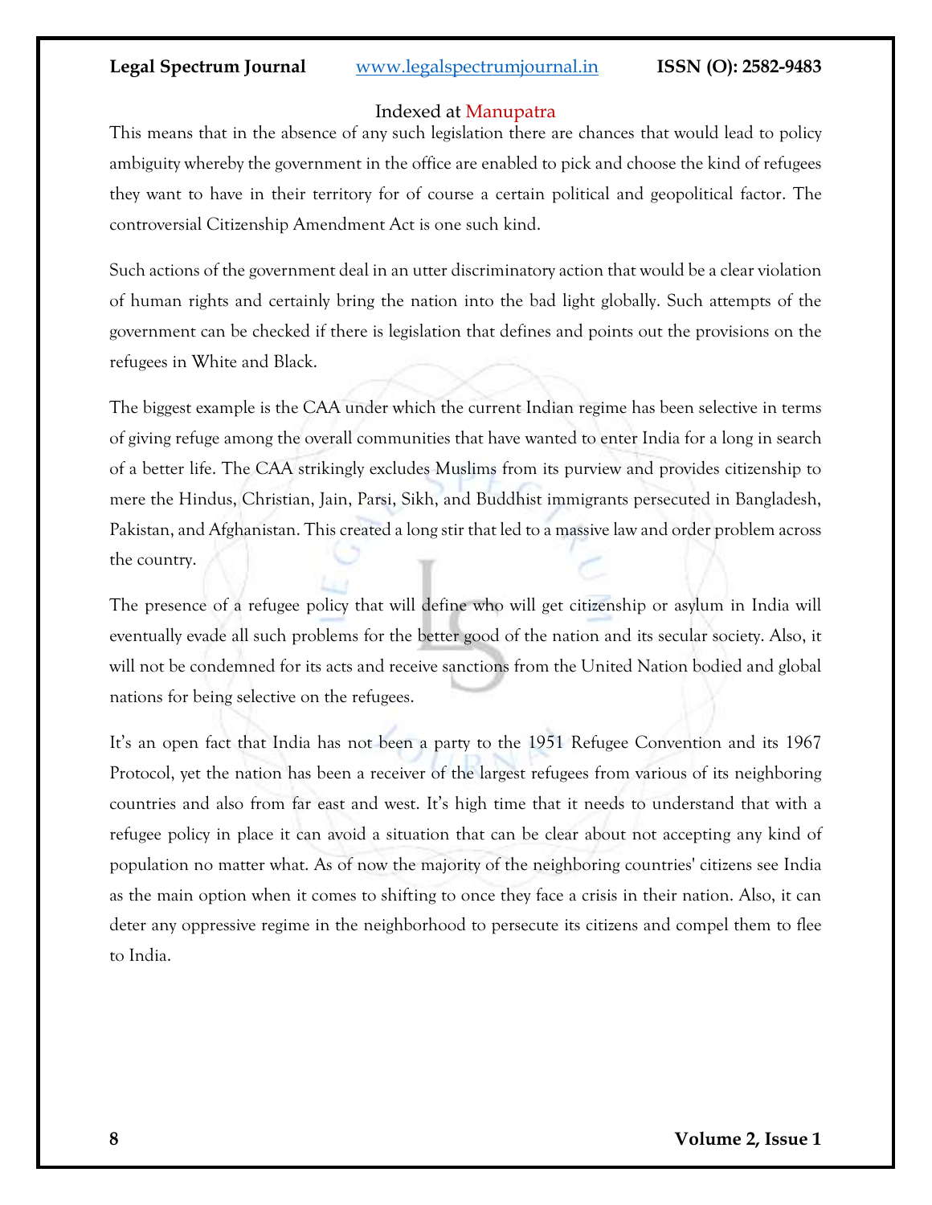This means that in the absence of any such legislation there are chances that would lead to policy ambiguity whereby the government in the office are enabled to pick and choose the kind of refugees they want to have in their territory for of course a certain political and geopolitical factor. The controversial Citizenship Amendment Act is one such kind.

Such actions of the government deal in an utter discriminatory action that would be a clear violation of human rights and certainly bring the nation into the bad light globally. Such attempts of the government can be checked if there is legislation that defines and points out the provisions on the refugees in White and Black.

The biggest example is the CAA under which the current Indian regime has been selective in terms of giving refuge among the overall communities that have wanted to enter India for a long in search of a better life. The CAA strikingly excludes Muslims from its purview and provides citizenship to mere the Hindus, Christian, Jain, Parsi, Sikh, and Buddhist immigrants persecuted in Bangladesh, Pakistan, and Afghanistan. This created a long stir that led to a massive law and order problem across the country.

The presence of a refugee policy that will define who will get citizenship or asylum in India will eventually evade all such problems for the better good of the nation and its secular society. Also, it will not be condemned for its acts and receive sanctions from the United Nation bodied and global nations for being selective on the refugees.

It's an open fact that India has not been a party to the 1951 Refugee Convention and its 1967 Protocol, yet the nation has been a receiver of the largest refugees from various of its neighboring countries and also from far east and west. It's high time that it needs to understand that with a refugee policy in place it can avoid a situation that can be clear about not accepting any kind of population no matter what. As of now the majority of the neighboring countries' citizens see India as the main option when it comes to shifting to once they face a crisis in their nation. Also, it can deter any oppressive regime in the neighborhood to persecute its citizens and compel them to flee to India.